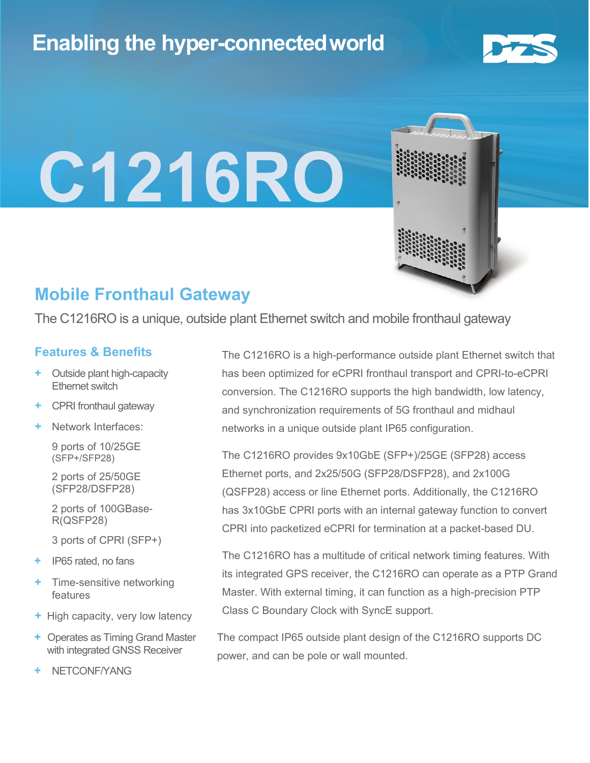# Enabling the hyper-connected world

DZS

# C1216RO

## Mobile Fronthaul Gateway

The C1216RO is a unique, outside plant Ethernet switch and mobile fronthaul gateway

### Features & Benefits

- Outside plant high-capacity Ethernet switch
- CPRI fronthaul gateway
- Network Interfaces:

  9 ports of 10/25GE (SFP+/SFP28)

  2 ports of 25/50GE (SFP28/DSFP28)

  2 ports of 100GBase-R(QSFP28)

  3 ports of CPRI (SFP+)
- IP65 rated, no fans
- Time-sensitive networking features
- High capacity, very low latency
- Operates as Timing Grand Master with integrated GNSS Receiver
- NETCONF/YANG

The C1216RO is a high-performance outside plant Ethernet switch that has been optimized for eCPRI fronthaul transport and CPRI-to-eCPRI conversion. The C1216RO supports the high bandwidth, low latency, and synchronization requirements of 5G fronthaul and midhaul networks in a unique outside plant IP65 configuration.

The C1216RO provides 9x10GbE (SFP+)/25GE (SFP28) access Ethernet ports, and 2x25/50G (SFP28/DSFP28), and 2x100G (QSFP28) access or line Ethernet ports. Additionally, the C1216RO has 3x10GbE CPRI ports with an internal gateway function to convert CPRI into packetized eCPRI for termination at a packet-based DU.

The C1216RO has a multitude of critical network timing features. With its integrated GPS receiver, the C1216RO can operate as a PTP Grand Master. With external timing, it can function as a high-precision PTP Class C Boundary Clock with SyncE support.

The compact IP65 outside plant design of the C1216RO supports DC power, and can be pole or wall mounted.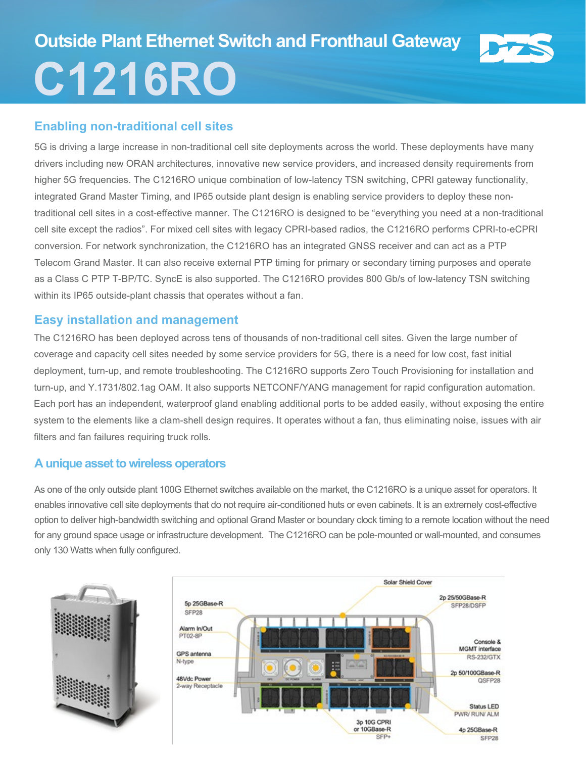# Outside Plant Ethernet Switch and Fronthaul Gateway

# C1216RO

## Enabling non-traditional cell sites

5G is driving a large increase in non-traditional cell site deployments across the world. These deployments have many drivers including new ORAN architectures, innovative new service providers, and increased density requirements from higher 5G frequencies. The C1216RO unique combination of low-latency TSN switching, CPRI gateway functionality, integrated Grand Master Timing, and IP65 outside plant design is enabling service providers to deploy these non-traditional cell sites in a cost-effective manner. The C1216RO is designed to be "everything you need at a non-traditional cell site except the radios". For mixed cell sites with legacy CPRI-based radios, the C1216RO performs CPRI-to-eCPRI conversion. For network synchronization, the C1216RO has an integrated GNSS receiver and can act as a PTP Telecom Grand Master. It can also receive external PTP timing for primary or secondary timing purposes and operate as a Class C PTP T-BP/TC. SyncE is also supported. The C1216RO provides 800 Gb/s of low-latency TSN switching within its IP65 outside-plant chassis that operates without a fan.

## Easy installation and management

The C1216RO has been deployed across tens of thousands of non-traditional cell sites. Given the large number of coverage and capacity cell sites needed by some service providers for 5G, there is a need for low cost, fast initial deployment, turn-up, and remote troubleshooting. The C1216RO supports Zero Touch Provisioning for installation and turn-up, and Y.1731/802.1ag OAM. It also supports NETCONF/YANG management for rapid configuration automation. Each port has an independent, waterproof gland enabling additional ports to be added easily, without exposing the entire system to the elements like a clam-shell design requires. It operates without a fan, thus eliminating noise, issues with air filters and fan failures requiring truck rolls.

## A unique asset to wireless operators

As one of the only outside plant 100G Ethernet switches available on the market, the C1216RO is a unique asset for operators. It enables innovative cell site deployments that do not require air-conditioned huts or even cabinets. It is an extremely cost-effective option to deliver high-bandwidth switching and optional Grand Master or boundary clock timing to a remote location without the need for any ground space usage or infrastructure development. The C1216RO can be pole-mounted or wall-mounted, and consumes only 130 Watts when fully configured.

Solar Shield Cover

5p 25GBase-R SFP28

2p 25/50GBase-R SFP28/DSFP

Alarm In/Out PT02-8P

Console & MGMT interface RS-232/GTX

GPS antenna N-type

2p 50/100GBase-R QSFP28

48Vdc Power 2-way Receptacle

Status LED PWR/ RUN/ ALM

3p 10G CPRI or 10GBase-R SFP+

4p 25GBase-R SFP28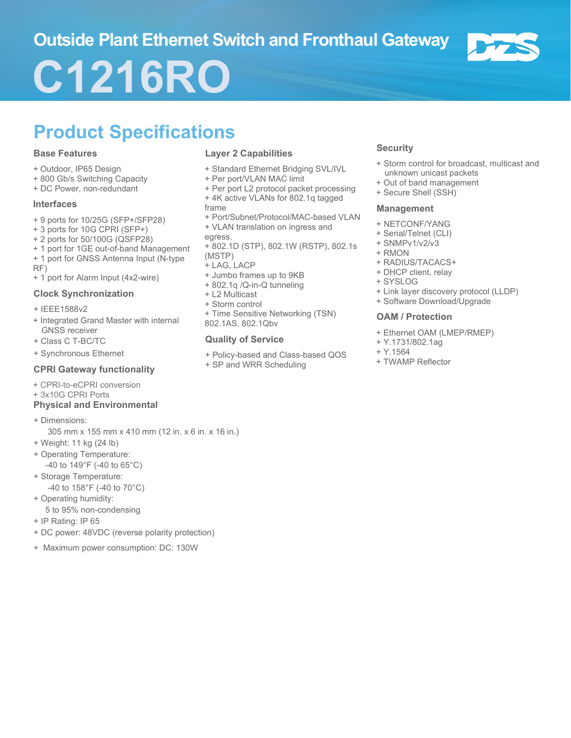# Outside Plant Ethernet Switch and Fronthaul Gateway

# C1216RO

## Product Specifications

### Base Features

+ Outdoor, IP65 Design
+ 800 Gb/s Switching Capacity
+ DC Power, non-redundant

### Interfaces

+ 9 ports for 10/25G (SFP+/SFP28)
+ 3 ports for 10G CPRI (SFP+)
+ 2 ports for 50/100G (QSFP28)
+ 1 port for 1GE out-of-band Management
+ 1 port for GNSS Antenna Input (N-type RF)
+ 1 port for Alarm Input (4x2-wire)

### Clock Synchronization

+ IEEE1588v2
+ Integrated Grand Master with internal GNSS receiver
+ Class C T-BC/TC
+ Synchronous Ethernet

### CPRI Gateway functionality

+ CPRI-to-eCPRI conversion
+ 3x10G CPRI Ports

### Physical and Environmental

+ Dimensions:
  305 mm x 155 mm x 410 mm (12 in. x 6 in. x 16 in.)
+ Weight: 11 kg (24 lb)
+ Operating Temperature:
  -40 to 149°F (-40 to 65°C)
+ Storage Temperature:
  -40 to 158°F (-40 to 70°C)
+ Operating humidity:
  5 to 95% non-condensing
+ IP Rating: IP 65
+ DC power: 48VDC (reverse polarity protection)
+ Maximum power consumption: DC: 130W

### Layer 2 Capabilities

+ Standard Ethernet Bridging SVL/IVL
+ Per port/VLAN MAC limit
+ Per port L2 protocol packet processing
+ 4K active VLANs for 802.1q tagged frame
+ Port/Subnet/Protocol/MAC-based VLAN
+ VLAN translation on ingress and egress.
+ 802.1D (STP), 802.1W (RSTP), 802.1s (MSTP)
+ LAG, LACP
+ Jumbo frames up to 9KB
+ 802.1q /Q-in-Q tunneling
+ L2 Multicast
+ Storm control
+ Time Sensitive Networking (TSN) 802.1AS, 802.1Qbv

### Quality of Service

+ Policy-based and Class-based QOS
+ SP and WRR Scheduling

### Security

+ Storm control for broadcast, multicast and unknown unicast packets
+ Out of band management
+ Secure Shell (SSH)

### Management

+ NETCONF/YANG
+ Serial/Telnet (CLI)
+ SNMPv1/v2/v3
+ RMON
+ RADIUS/TACACS+
+ DHCP client, relay
+ SYSLOG
+ Link layer discovery protocol (LLDP)
+ Software Download/Upgrade

### OAM / Protection

+ Ethernet OAM (LMEP/RMEP)
+ Y.1731/802.1ag
+ Y.1564
+ TWAMP Reflector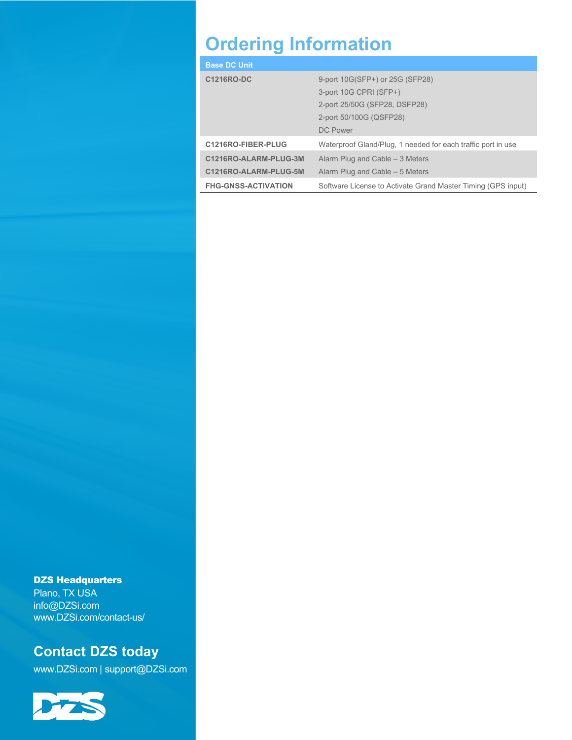## Ordering Information

| Base DC Unit | |
|---|---|
| **C1216RO-DC** | 9-port 10G(SFP+) or 25G (SFP28)<br>3-port 10G CPRI (SFP+)<br>2-port 25/50G (SFP28, DSFP28)<br>2-port 50/100G (QSFP28)<br>DC Power |
| **C1216RO-FIBER-PLUG** | Waterproof Gland/Plug, 1 needed for each traffic port in use |
| **C1216RO-ALARM-PLUG-3M** | Alarm Plug and Cable – 3 Meters |
| **C1216RO-ALARM-PLUG-5M** | Alarm Plug and Cable – 5 Meters |
| **FHG-GNSS-ACTIVATION** | Software License to Activate Grand Master Timing (GPS input) |

**DZS Headquarters**
Plano, TX USA
info@DZSi.com
www.DZSi.com/contact-us/

### Contact DZS today

www.DZSi.com | support@DZSi.com